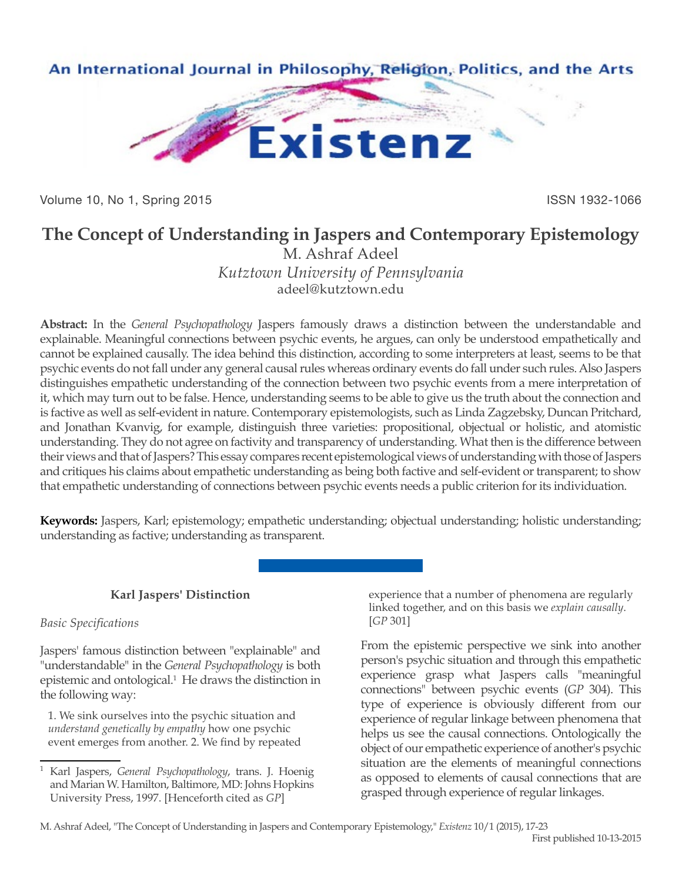# The Concept of Understanding in Jaspers and Contemporary Epistemology

M. Ashraf Adeel

*Kutztown University of Pennsylvania*

adeel@kutztown.edu

**Abstract:** In the *General Psychopathology* Jaspers famously draws a distinction between the understandable and explainable. Meaningful connections between psychic events, he argues, can only be understood empathetically and cannot be explained causally. The idea behind this distinction, according to some interpreters at least, seems to be that psychic events do not fall under any general causal rules whereas ordinary events do fall under such rules. Also Jaspers distinguishes empathetic understanding of the connection between two psychic events from a mere interpretation of it, which may turn out to be false. Hence, understanding seems to be able to give us the truth about the connection and is factive as well as self-evident in nature. Contemporary epistemologists, such as Linda Zagzebsky, Duncan Pritchard, and Jonathan Kvanvig, for example, distinguish three varieties: propositional, objectual or holistic, and atomistic understanding. They do not agree on factivity and transparency of understanding. What then is the difference between their views and that of Jaspers? This essay compares recent epistemological views of understanding with those of Jaspers and critiques his claims about empathetic understanding as being both factive and self-evident or transparent; to show that empathetic understanding of connections between psychic events needs a public criterion for its individuation.

**Keywords:** Jaspers, Karl; epistemology; empathetic understanding; objectual understanding; holistic understanding; understanding as factive; understanding as transparent.

## Karl Jaspers' Distinction

*Basic Specifications*

Jaspers' famous distinction between "explainable" and "understandable" in the *General Psychopathology* is both epistemic and ontological.[1] He draws the distinction in the following way:

> 1. We sink ourselves into the psychic situation and *understand genetically by empathy* how one psychic event emerges from another. 2. We find by repeated experience that a number of phenomena are regularly linked together, and on this basis we *explain causally*. [*GP* 301]

From the epistemic perspective we sink into another person's psychic situation and through this empathetic experience grasp what Jaspers calls "meaningful connections" between psychic events (*GP* 304). This type of experience is obviously different from our experience of regular linkage between phenomena that helps us see the causal connections. Ontologically the object of our empathetic experience of another's psychic situation are the elements of meaningful connections as opposed to elements of causal connections that are grasped through experience of regular linkages.

[1] Karl Jaspers, *General Psychopathology*, trans. J. Hoenig and Marian W. Hamilton, Baltimore, MD: Johns Hopkins University Press, 1997. [Henceforth cited as *GP*]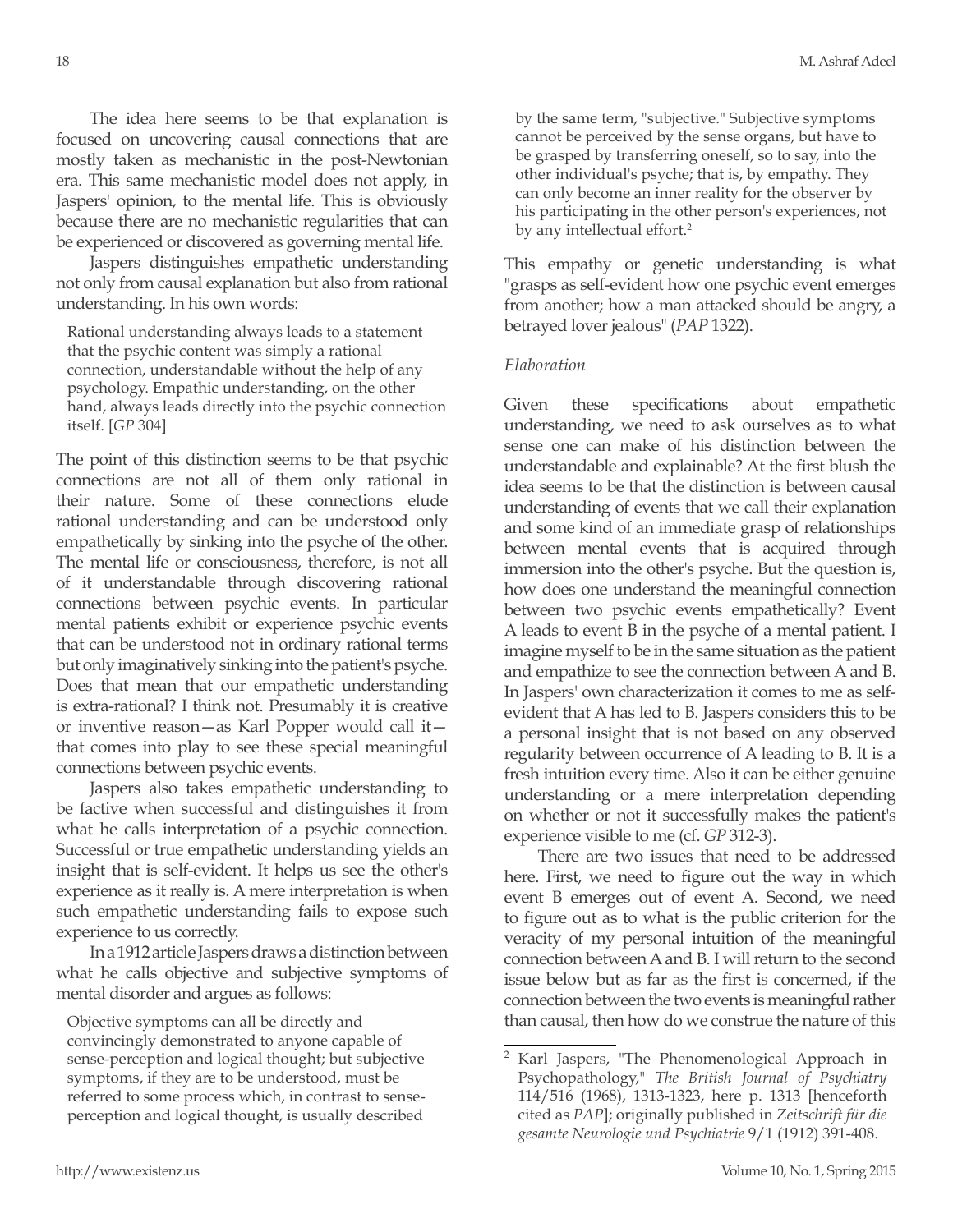The idea here seems to be that explanation is focused on uncovering causal connections that are mostly taken as mechanistic in the post-Newtonian era. This same mechanistic model does not apply, in Jaspers' opinion, to the mental life. This is obviously because there are no mechanistic regularities that can be experienced or discovered as governing mental life.

Jaspers distinguishes empathetic understanding not only from causal explanation but also from rational understanding. In his own words:

> Rational understanding always leads to a statement that the psychic content was simply a rational connection, understandable without the help of any psychology. Empathic understanding, on the other hand, always leads directly into the psychic connection itself. [*GP* 304]

The point of this distinction seems to be that psychic connections are not all of them only rational in their nature. Some of these connections elude rational understanding and can be understood only empathetically by sinking into the psyche of the other. The mental life or consciousness, therefore, is not all of it understandable through discovering rational connections between psychic events. In particular mental patients exhibit or experience psychic events that can be understood not in ordinary rational terms but only imaginatively sinking into the patient's psyche. Does that mean that our empathetic understanding is extra-rational? I think not. Presumably it is creative or inventive reason—as Karl Popper would call it—that comes into play to see these special meaningful connections between psychic events.

Jaspers also takes empathetic understanding to be factive when successful and distinguishes it from what he calls interpretation of a psychic connection. Successful or true empathetic understanding yields an insight that is self-evident. It helps us see the other's experience as it really is. A mere interpretation is when such empathetic understanding fails to expose such experience to us correctly.

In a 1912 article Jaspers draws a distinction between what he calls objective and subjective symptoms of mental disorder and argues as follows:

> Objective symptoms can all be directly and convincingly demonstrated to anyone capable of sense-perception and logical thought; but subjective symptoms, if they are to be understood, must be referred to some process which, in contrast to sense-perception and logical thought, is usually described by the same term, "subjective." Subjective symptoms cannot be perceived by the sense organs, but have to be grasped by transferring oneself, so to say, into the other individual's psyche; that is, by empathy. They can only become an inner reality for the observer by his participating in the other person's experiences, not by any intellectual effort.[2]

This empathy or genetic understanding is what "grasps as self-evident how one psychic event emerges from another; how a man attacked should be angry, a betrayed lover jealous" (*PAP* 1322).

*Elaboration*

Given these specifications about empathetic understanding, we need to ask ourselves as to what sense one can make of his distinction between the understandable and explainable? At the first blush the idea seems to be that the distinction is between causal understanding of events that we call their explanation and some kind of an immediate grasp of relationships between mental events that is acquired through immersion into the other's psyche. But the question is, how does one understand the meaningful connection between two psychic events empathetically? Event A leads to event B in the psyche of a mental patient. I imagine myself to be in the same situation as the patient and empathize to see the connection between A and B. In Jaspers' own characterization it comes to me as self-evident that A has led to B. Jaspers considers this to be a personal insight that is not based on any observed regularity between occurrence of A leading to B. It is a fresh intuition every time. Also it can be either genuine understanding or a mere interpretation depending on whether or not it successfully makes the patient's experience visible to me (cf. *GP* 312-3).

There are two issues that need to be addressed here. First, we need to figure out the way in which event B emerges out of event A. Second, we need to figure out as to what is the public criterion for the veracity of my personal intuition of the meaningful connection between A and B. I will return to the second issue below but as far as the first is concerned, if the connection between the two events is meaningful rather than causal, then how do we construe the nature of this

---

[2] Karl Jaspers, "The Phenomenological Approach in Psychopathology," *The British Journal of Psychiatry* 114/516 (1968), 1313-1323, here p. 1313 [henceforth cited as *PAP*]; originally published in *Zeitschrift für die gesamte Neurologie und Psychiatrie* 9/1 (1912) 391-408.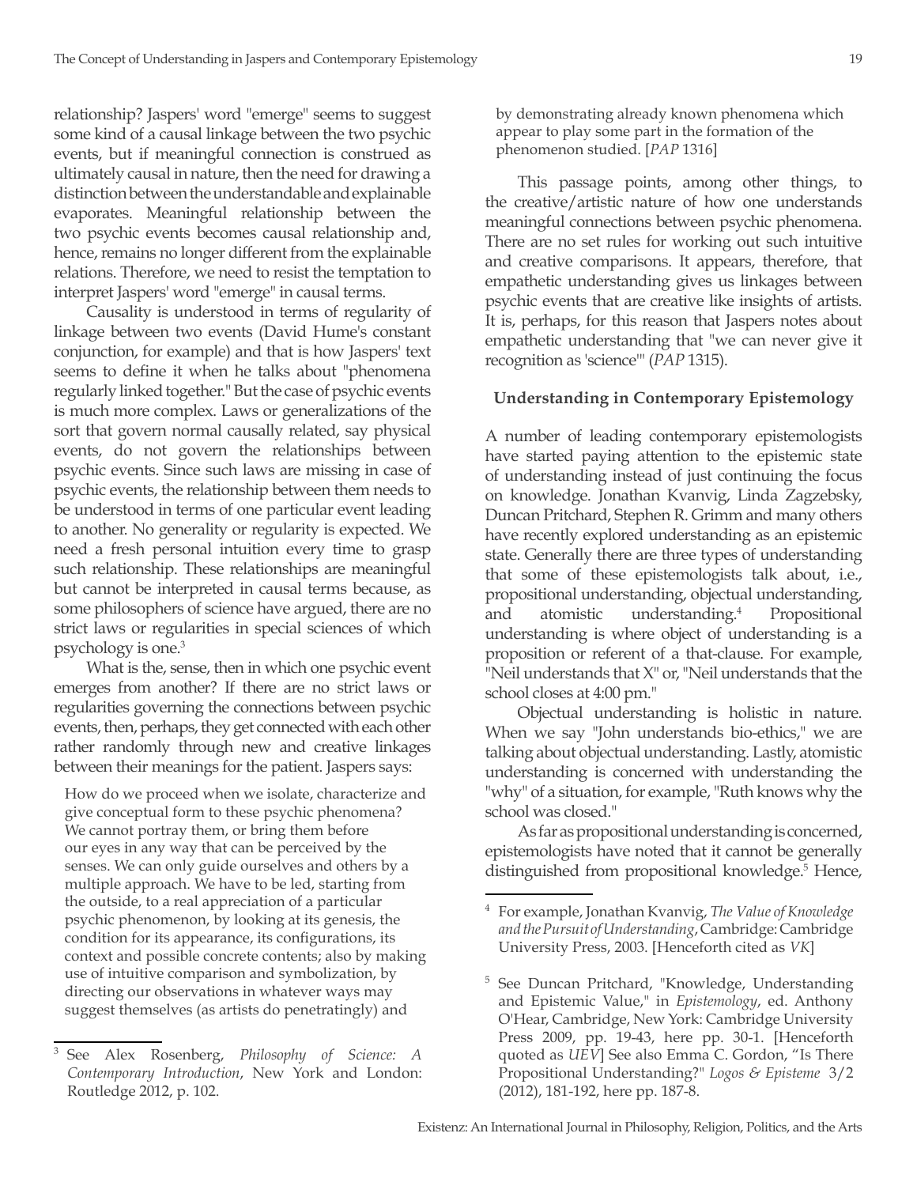relationship? Jaspers' word "emerge" seems to suggest some kind of a causal linkage between the two psychic events, but if meaningful connection is construed as ultimately causal in nature, then the need for drawing a distinction between the understandable and explainable evaporates. Meaningful relationship between the two psychic events becomes causal relationship and, hence, remains no longer different from the explainable relations. Therefore, we need to resist the temptation to interpret Jaspers' word "emerge" in causal terms.

Causality is understood in terms of regularity of linkage between two events (David Hume's constant conjunction, for example) and that is how Jaspers' text seems to define it when he talks about "phenomena regularly linked together." But the case of psychic events is much more complex. Laws or generalizations of the sort that govern normal causally related, say physical events, do not govern the relationships between psychic events. Since such laws are missing in case of psychic events, the relationship between them needs to be understood in terms of one particular event leading to another. No generality or regularity is expected. We need a fresh personal intuition every time to grasp such relationship. These relationships are meaningful but cannot be interpreted in causal terms because, as some philosophers of science have argued, there are no strict laws or regularities in special sciences of which psychology is one.[3]

What is the, sense, then in which one psychic event emerges from another? If there are no strict laws or regularities governing the connections between psychic events, then, perhaps, they get connected with each other rather randomly through new and creative linkages between their meanings for the patient. Jaspers says:

> How do we proceed when we isolate, characterize and give conceptual form to these psychic phenomena? We cannot portray them, or bring them before our eyes in any way that can be perceived by the senses. We can only guide ourselves and others by a multiple approach. We have to be led, starting from the outside, to a real appreciation of a particular psychic phenomenon, by looking at its genesis, the condition for its appearance, its configurations, its context and possible concrete contents; also by making use of intuitive comparison and symbolization, by directing our observations in whatever ways may suggest themselves (as artists do penetratingly) and by demonstrating already known phenomena which appear to play some part in the formation of the phenomenon studied. [*PAP* 1316]

This passage points, among other things, to the creative/artistic nature of how one understands meaningful connections between psychic phenomena. There are no set rules for working out such intuitive and creative comparisons. It appears, therefore, that empathetic understanding gives us linkages between psychic events that are creative like insights of artists. It is, perhaps, for this reason that Jaspers notes about empathetic understanding that "we can never give it recognition as 'science'" (*PAP* 1315).

## Understanding in Contemporary Epistemology

A number of leading contemporary epistemologists have started paying attention to the epistemic state of understanding instead of just continuing the focus on knowledge. Jonathan Kvanvig, Linda Zagzebsky, Duncan Pritchard, Stephen R. Grimm and many others have recently explored understanding as an epistemic state. Generally there are three types of understanding that some of these epistemologists talk about, i.e., propositional understanding, objectual understanding, and atomistic understanding.[4] Propositional understanding is where object of understanding is a proposition or referent of a that-clause. For example, "Neil understands that X" or, "Neil understands that the school closes at 4:00 pm."

Objectual understanding is holistic in nature. When we say "John understands bio-ethics," we are talking about objectual understanding. Lastly, atomistic understanding is concerned with understanding the "why" of a situation, for example, "Ruth knows why the school was closed."

As far as propositional understanding is concerned, epistemologists have noted that it cannot be generally distinguished from propositional knowledge.[5] Hence,

---

[3] See Alex Rosenberg, *Philosophy of Science: A Contemporary Introduction*, New York and London: Routledge 2012, p. 102.

[4] For example, Jonathan Kvanvig, *The Value of Knowledge and the Pursuit of Understanding*, Cambridge: Cambridge University Press, 2003. [Henceforth cited as *VK*]

[5] See Duncan Pritchard, "Knowledge, Understanding and Epistemic Value," in *Epistemology*, ed. Anthony O'Hear, Cambridge, New York: Cambridge University Press 2009, pp. 19-43, here pp. 30-1. [Henceforth quoted as *UEV*] See also Emma C. Gordon, "Is There Propositional Understanding?" *Logos & Episteme* 3/2 (2012), 181-192, here pp. 187-8.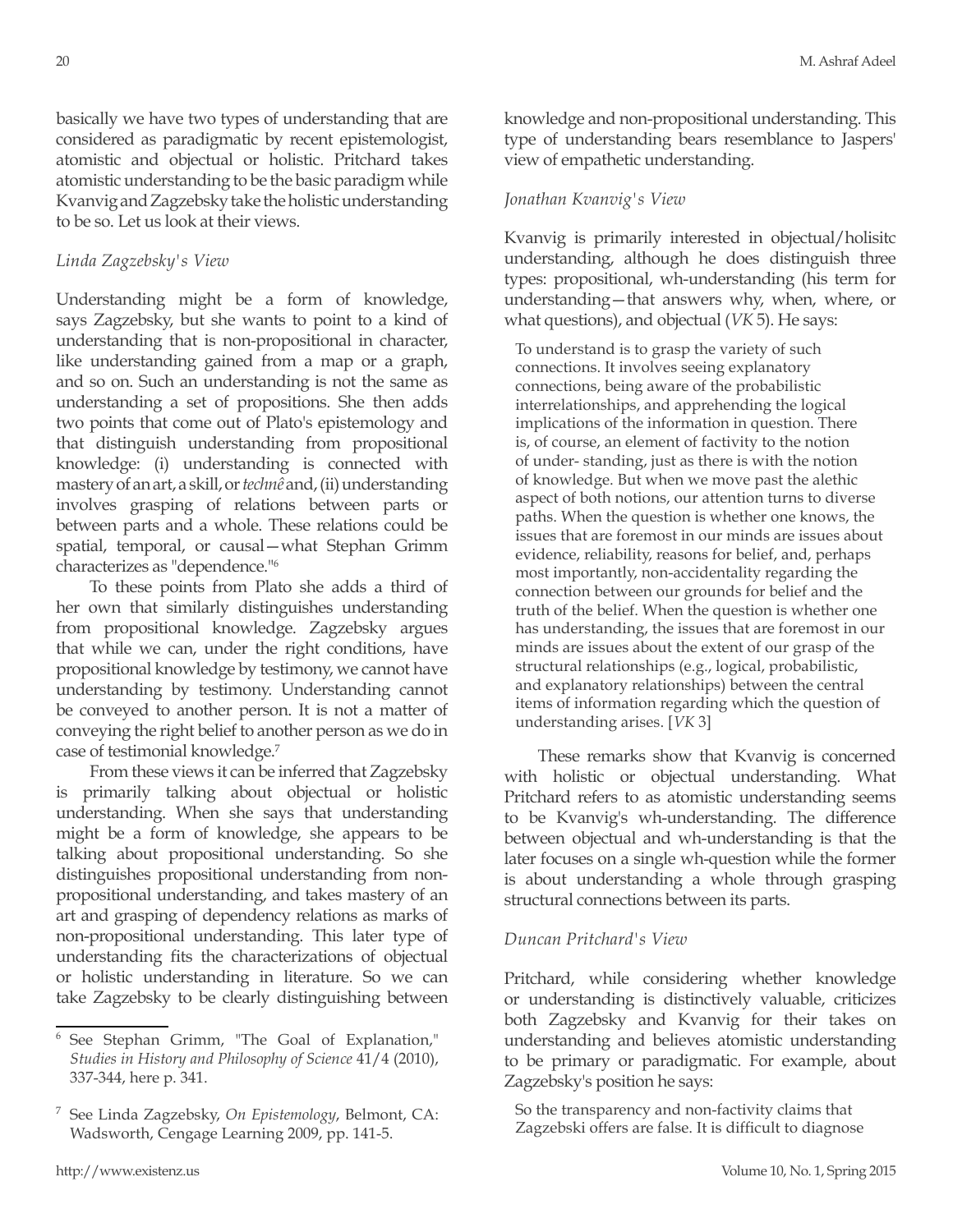basically we have two types of understanding that are considered as paradigmatic by recent epistemologist, atomistic and objectual or holistic. Pritchard takes atomistic understanding to be the basic paradigm while Kvanvig and Zagzebsky take the holistic understanding to be so. Let us look at their views.

### *Linda Zagzebsky's View*

Understanding might be a form of knowledge, says Zagzebsky, but she wants to point to a kind of understanding that is non-propositional in character, like understanding gained from a map or a graph, and so on. Such an understanding is not the same as understanding a set of propositions. She then adds two points that come out of Plato's epistemology and that distinguish understanding from propositional knowledge: (i) understanding is connected with mastery of an art, a skill, or *technê* and, (ii) understanding involves grasping of relations between parts or between parts and a whole. These relations could be spatial, temporal, or causal—what Stephan Grimm characterizes as "dependence."[6]

To these points from Plato she adds a third of her own that similarly distinguishes understanding from propositional knowledge. Zagzebsky argues that while we can, under the right conditions, have propositional knowledge by testimony, we cannot have understanding by testimony. Understanding cannot be conveyed to another person. It is not a matter of conveying the right belief to another person as we do in case of testimonial knowledge.[7]

From these views it can be inferred that Zagzebsky is primarily talking about objectual or holistic understanding. When she says that understanding might be a form of knowledge, she appears to be talking about propositional understanding. So she distinguishes propositional understanding from non-propositional understanding, and takes mastery of an art and grasping of dependency relations as marks of non-propositional understanding. This later type of understanding fits the characterizations of objectual or holistic understanding in literature. So we can take Zagzebsky to be clearly distinguishing between knowledge and non-propositional understanding. This type of understanding bears resemblance to Jaspers' view of empathetic understanding.

### *Jonathan Kvanvig's View*

Kvanvig is primarily interested in objectual/holisitc understanding, although he does distinguish three types: propositional, wh-understanding (his term for understanding—that answers why, when, where, or what questions), and objectual (*VK* 5). He says:

> To understand is to grasp the variety of such connections. It involves seeing explanatory connections, being aware of the probabilistic interrelationships, and apprehending the logical implications of the information in question. There is, of course, an element of factivity to the notion of under- standing, just as there is with the notion of knowledge. But when we move past the alethic aspect of both notions, our attention turns to diverse paths. When the question is whether one knows, the issues that are foremost in our minds are issues about evidence, reliability, reasons for belief, and, perhaps most importantly, non-accidentality regarding the connection between our grounds for belief and the truth of the belief. When the question is whether one has understanding, the issues that are foremost in our minds are issues about the extent of our grasp of the structural relationships (e.g., logical, probabilistic, and explanatory relationships) between the central items of information regarding which the question of understanding arises. [*VK* 3]

These remarks show that Kvanvig is concerned with holistic or objectual understanding. What Pritchard refers to as atomistic understanding seems to be Kvanvig's wh-understanding. The difference between objectual and wh-understanding is that the later focuses on a single wh-question while the former is about understanding a whole through grasping structural connections between its parts.

### *Duncan Pritchard's View*

Pritchard, while considering whether knowledge or understanding is distinctively valuable, criticizes both Zagzebsky and Kvanvig for their takes on understanding and believes atomistic understanding to be primary or paradigmatic. For example, about Zagzebsky's position he says:

> So the transparency and non-factivity claims that Zagzebski offers are false. It is difficult to diagnose

---

[6] See Stephan Grimm, "The Goal of Explanation," *Studies in History and Philosophy of Science* 41/4 (2010), 337-344, here p. 341.

[7] See Linda Zagzebsky, *On Epistemology*, Belmont, CA: Wadsworth, Cengage Learning 2009, pp. 141-5.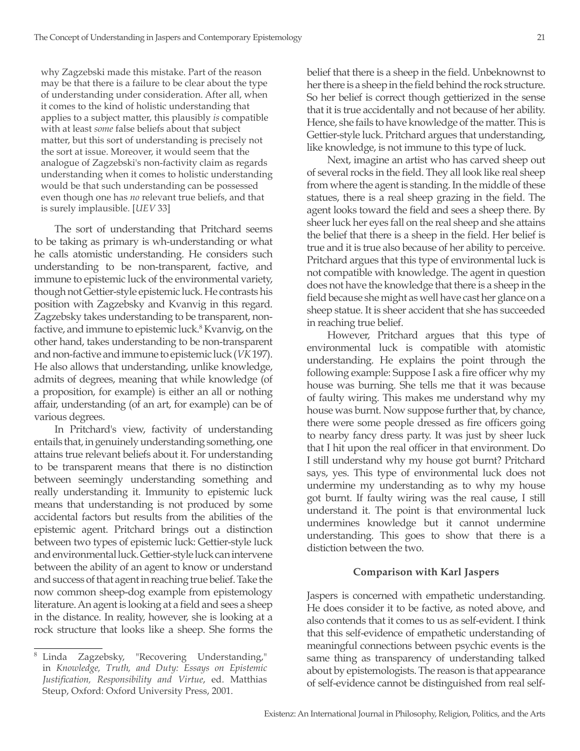why Zagzebski made this mistake. Part of the reason may be that there is a failure to be clear about the type of understanding under consideration. After all, when it comes to the kind of holistic understanding that applies to a subject matter, this plausibly *is* compatible with at least *some* false beliefs about that subject matter, but this sort of understanding is precisely not the sort at issue. Moreover, it would seem that the analogue of Zagzebski's non-factivity claim as regards understanding when it comes to holistic understanding would be that such understanding can be possessed even though one has *no* relevant true beliefs, and that is surely implausible. [*UEV* 33]

The sort of understanding that Pritchard seems to be taking as primary is wh-understanding or what he calls atomistic understanding. He considers such understanding to be non-transparent, factive, and immune to epistemic luck of the environmental variety, though not Gettier-style epistemic luck. He contrasts his position with Zagzebsky and Kvanvig in this regard. Zagzebsky takes understanding to be transparent, non-factive, and immune to epistemic luck.[8] Kvanvig, on the other hand, takes understanding to be non-transparent and non-factive and immune to epistemic luck (*VK* 197). He also allows that understanding, unlike knowledge, admits of degrees, meaning that while knowledge (of a proposition, for example) is either an all or nothing affair, understanding (of an art, for example) can be of various degrees.

In Pritchard's view, factivity of understanding entails that, in genuinely understanding something, one attains true relevant beliefs about it. For understanding to be transparent means that there is no distinction between seemingly understanding something and really understanding it. Immunity to epistemic luck means that understanding is not produced by some accidental factors but results from the abilities of the epistemic agent. Pritchard brings out a distinction between two types of epistemic luck: Gettier-style luck and environmental luck. Gettier-style luck can intervene between the ability of an agent to know or understand and success of that agent in reaching true belief. Take the now common sheep-dog example from epistemology literature. An agent is looking at a field and sees a sheep in the distance. In reality, however, she is looking at a rock structure that looks like a sheep. She forms the belief that there is a sheep in the field. Unbeknownst to her there is a sheep in the field behind the rock structure. So her belief is correct though gettierized in the sense that it is true accidentally and not because of her ability. Hence, she fails to have knowledge of the matter. This is Gettier-style luck. Pritchard argues that understanding, like knowledge, is not immune to this type of luck.

Next, imagine an artist who has carved sheep out of several rocks in the field. They all look like real sheep from where the agent is standing. In the middle of these statues, there is a real sheep grazing in the field. The agent looks toward the field and sees a sheep there. By sheer luck her eyes fall on the real sheep and she attains the belief that there is a sheep in the field. Her belief is true and it is true also because of her ability to perceive. Pritchard argues that this type of environmental luck is not compatible with knowledge. The agent in question does not have the knowledge that there is a sheep in the field because she might as well have cast her glance on a sheep statue. It is sheer accident that she has succeeded in reaching true belief.

However, Pritchard argues that this type of environmental luck is compatible with atomistic understanding. He explains the point through the following example: Suppose I ask a fire officer why my house was burning. She tells me that it was because of faulty wiring. This makes me understand why my house was burnt. Now suppose further that, by chance, there were some people dressed as fire officers going to nearby fancy dress party. It was just by sheer luck that I hit upon the real officer in that environment. Do I still understand why my house got burnt? Pritchard says, yes. This type of environmental luck does not undermine my understanding as to why my house got burnt. If faulty wiring was the real cause, I still understand it. The point is that environmental luck undermines knowledge but it cannot undermine understanding. This goes to show that there is a distiction between the two.

### Comparison with Karl Jaspers

Jaspers is concerned with empathetic understanding. He does consider it to be factive, as noted above, and also contends that it comes to us as self-evident. I think that this self-evidence of empathetic understanding of meaningful connections between psychic events is the same thing as transparency of understanding talked about by epistemologists. The reason is that appearance of self-evidence cannot be distinguished from real self-

[8] Linda Zagzebsky, "Recovering Understanding," in *Knowledge, Truth, and Duty: Essays on Epistemic Justification, Responsibility and Virtue*, ed. Matthias Steup, Oxford: Oxford University Press, 2001.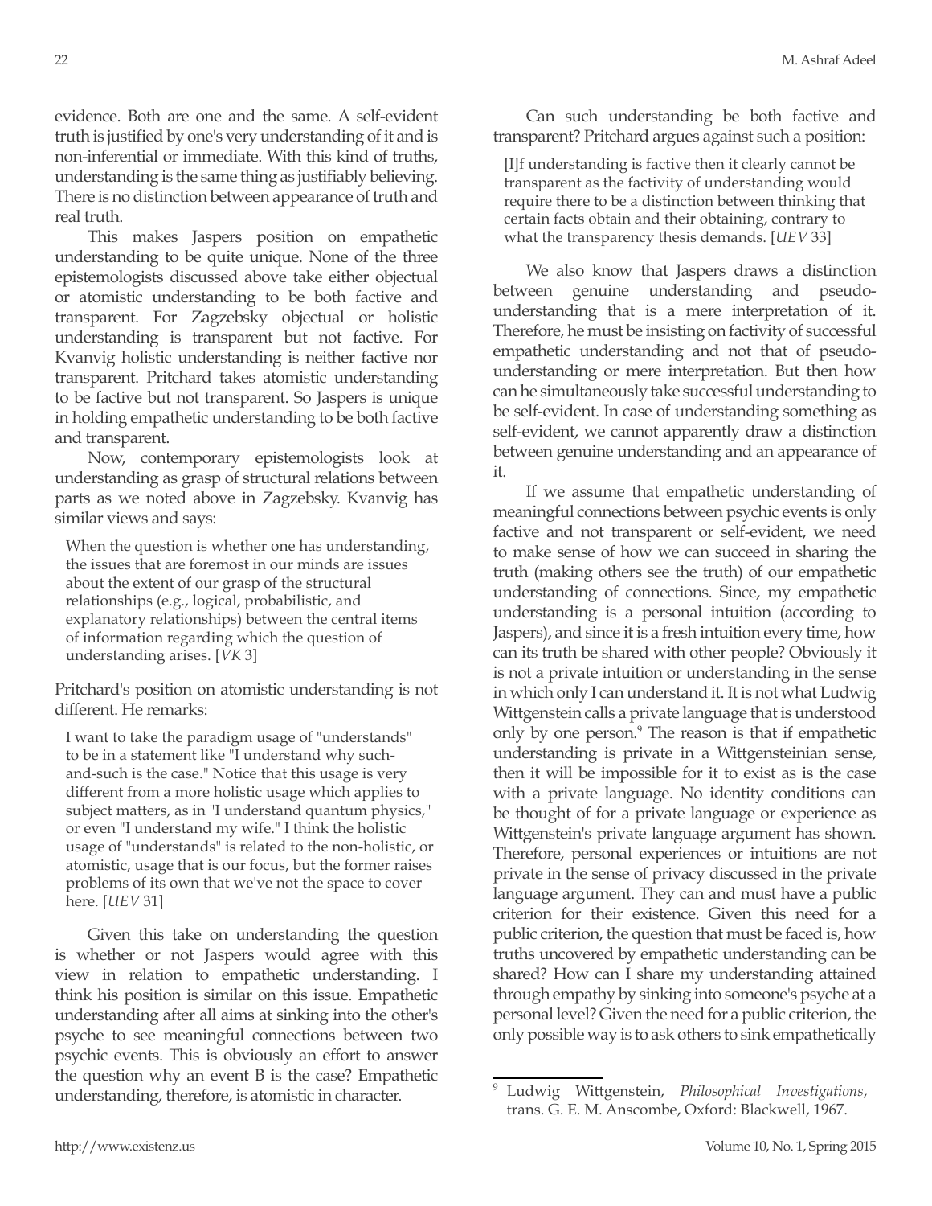evidence. Both are one and the same. A self-evident truth is justified by one's very understanding of it and is non-inferential or immediate. With this kind of truths, understanding is the same thing as justifiably believing. There is no distinction between appearance of truth and real truth.

This makes Jaspers position on empathetic understanding to be quite unique. None of the three epistemologists discussed above take either objectual or atomistic understanding to be both factive and transparent. For Zagzebsky objectual or holistic understanding is transparent but not factive. For Kvanvig holistic understanding is neither factive nor transparent. Pritchard takes atomistic understanding to be factive but not transparent. So Jaspers is unique in holding empathetic understanding to be both factive and transparent.

Now, contemporary epistemologists look at understanding as grasp of structural relations between parts as we noted above in Zagzebsky. Kvanvig has similar views and says:

> When the question is whether one has understanding, the issues that are foremost in our minds are issues about the extent of our grasp of the structural relationships (e.g., logical, probabilistic, and explanatory relationships) between the central items of information regarding which the question of understanding arises. [*VK* 3]

Pritchard's position on atomistic understanding is not different. He remarks:

> I want to take the paradigm usage of "understands" to be in a statement like "I understand why such-and-such is the case." Notice that this usage is very different from a more holistic usage which applies to subject matters, as in "I understand quantum physics," or even "I understand my wife." I think the holistic usage of "understands" is related to the non-holistic, or atomistic, usage that is our focus, but the former raises problems of its own that we've not the space to cover here. [*UEV* 31]

Given this take on understanding the question is whether or not Jaspers would agree with this view in relation to empathetic understanding. I think his position is similar on this issue. Empathetic understanding after all aims at sinking into the other's psyche to see meaningful connections between two psychic events. This is obviously an effort to answer the question why an event B is the case? Empathetic understanding, therefore, is atomistic in character.

Can such understanding be both factive and transparent? Pritchard argues against such a position:

> [I]f understanding is factive then it clearly cannot be transparent as the factivity of understanding would require there to be a distinction between thinking that certain facts obtain and their obtaining, contrary to what the transparency thesis demands. [*UEV* 33]

We also know that Jaspers draws a distinction between genuine understanding and pseudo-understanding that is a mere interpretation of it. Therefore, he must be insisting on factivity of successful empathetic understanding and not that of pseudo-understanding or mere interpretation. But then how can he simultaneously take successful understanding to be self-evident. In case of understanding something as self-evident, we cannot apparently draw a distinction between genuine understanding and an appearance of it.

If we assume that empathetic understanding of meaningful connections between psychic events is only factive and not transparent or self-evident, we need to make sense of how we can succeed in sharing the truth (making others see the truth) of our empathetic understanding of connections. Since, my empathetic understanding is a personal intuition (according to Jaspers), and since it is a fresh intuition every time, how can its truth be shared with other people? Obviously it is not a private intuition or understanding in the sense in which only I can understand it. It is not what Ludwig Wittgenstein calls a private language that is understood only by one person.[9] The reason is that if empathetic understanding is private in a Wittgensteinian sense, then it will be impossible for it to exist as is the case with a private language. No identity conditions can be thought of for a private language or experience as Wittgenstein's private language argument has shown. Therefore, personal experiences or intuitions are not private in the sense of privacy discussed in the private language argument. They can and must have a public criterion for their existence. Given this need for a public criterion, the question that must be faced is, how truths uncovered by empathetic understanding can be shared? How can I share my understanding attained through empathy by sinking into someone's psyche at a personal level? Given the need for a public criterion, the only possible way is to ask others to sink empathetically

---

[9] Ludwig Wittgenstein, *Philosophical Investigations*, trans. G. E. M. Anscombe, Oxford: Blackwell, 1967.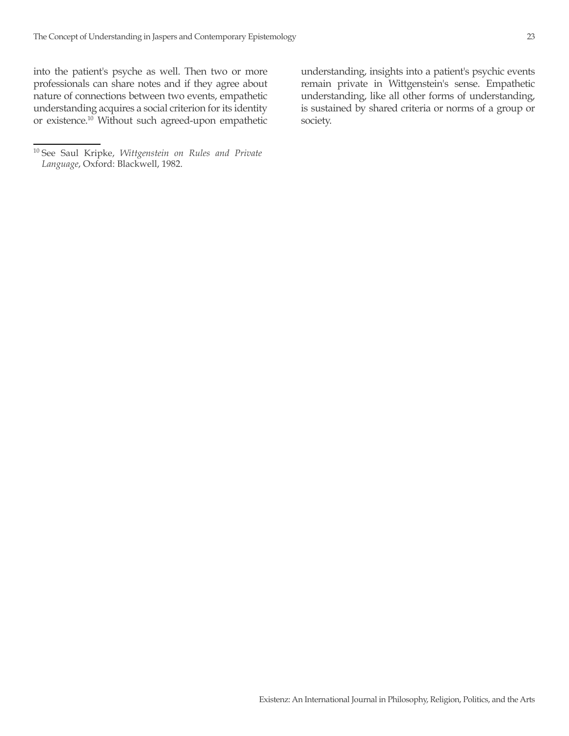into the patient's psyche as well. Then two or more professionals can share notes and if they agree about nature of connections between two events, empathetic understanding acquires a social criterion for its identity or existence.[10] Without such agreed-upon empathetic understanding, insights into a patient's psychic events remain private in Wittgenstein's sense. Empathetic understanding, like all other forms of understanding, is sustained by shared criteria or norms of a group or society.

[10] See Saul Kripke, *Wittgenstein on Rules and Private Language*, Oxford: Blackwell, 1982.